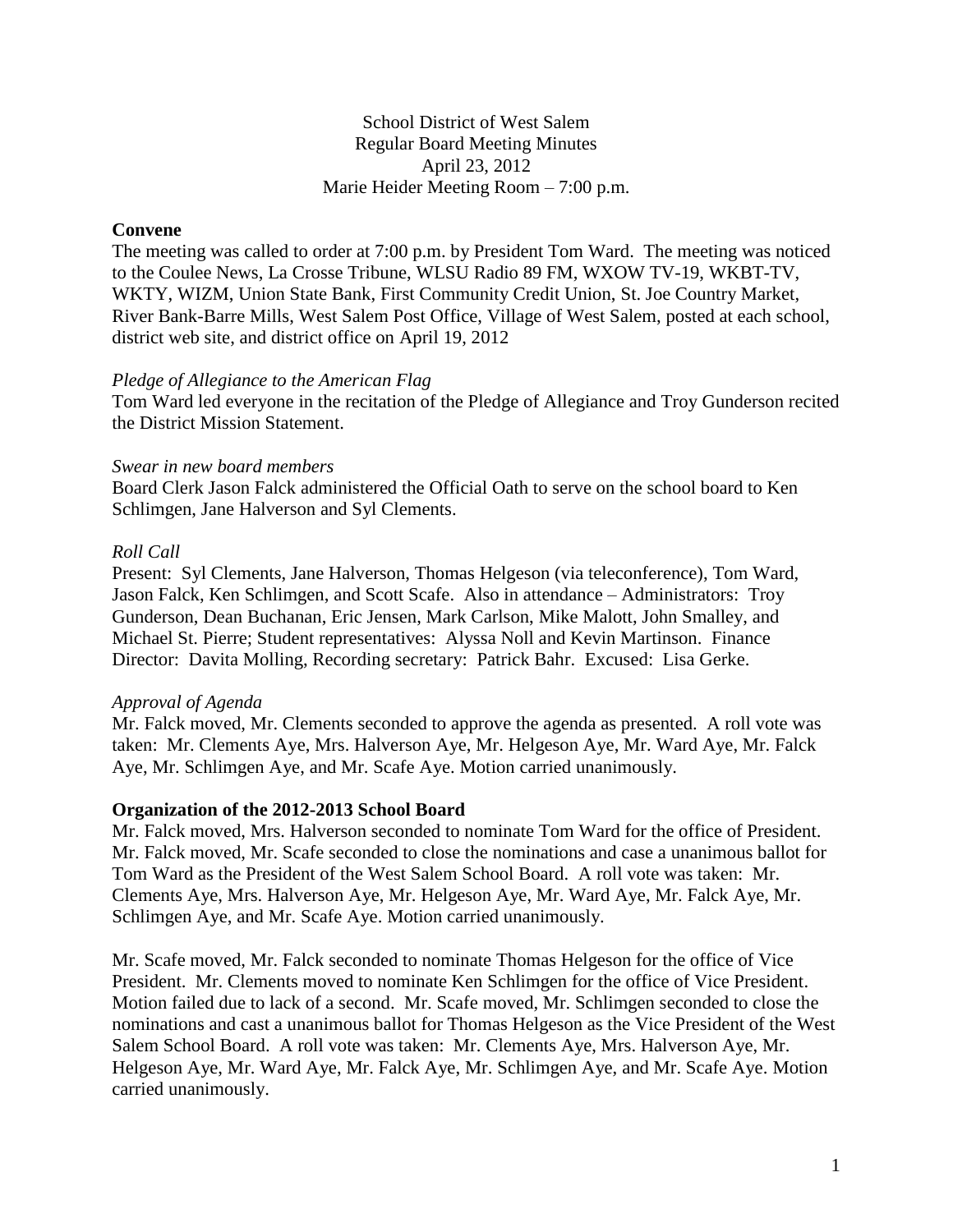School District of West Salem
Regular Board Meeting Minutes
April 23, 2012
Marie Heider Meeting Room – 7:00 p.m.

**Convene**

The meeting was called to order at 7:00 p.m. by President Tom Ward. The meeting was noticed to the Coulee News, La Crosse Tribune, WLSU Radio 89 FM, WXOW TV-19, WKBT-TV, WKTY, WIZM, Union State Bank, First Community Credit Union, St. Joe Country Market, River Bank-Barre Mills, West Salem Post Office, Village of West Salem, posted at each school, district web site, and district office on April 19, 2012

*Pledge of Allegiance to the American Flag*

Tom Ward led everyone in the recitation of the Pledge of Allegiance and Troy Gunderson recited the District Mission Statement.

*Swear in new board members*

Board Clerk Jason Falck administered the Official Oath to serve on the school board to Ken Schlimgen, Jane Halverson and Syl Clements.

*Roll Call*

Present: Syl Clements, Jane Halverson, Thomas Helgeson (via teleconference), Tom Ward, Jason Falck, Ken Schlimgen, and Scott Scafe. Also in attendance – Administrators: Troy Gunderson, Dean Buchanan, Eric Jensen, Mark Carlson, Mike Malott, John Smalley, and Michael St. Pierre; Student representatives: Alyssa Noll and Kevin Martinson. Finance Director: Davita Molling, Recording secretary: Patrick Bahr. Excused: Lisa Gerke.

*Approval of Agenda*

Mr. Falck moved, Mr. Clements seconded to approve the agenda as presented. A roll vote was taken: Mr. Clements Aye, Mrs. Halverson Aye, Mr. Helgeson Aye, Mr. Ward Aye, Mr. Falck Aye, Mr. Schlimgen Aye, and Mr. Scafe Aye. Motion carried unanimously.

**Organization of the 2012-2013 School Board**

Mr. Falck moved, Mrs. Halverson seconded to nominate Tom Ward for the office of President. Mr. Falck moved, Mr. Scafe seconded to close the nominations and case a unanimous ballot for Tom Ward as the President of the West Salem School Board. A roll vote was taken: Mr. Clements Aye, Mrs. Halverson Aye, Mr. Helgeson Aye, Mr. Ward Aye, Mr. Falck Aye, Mr. Schlimgen Aye, and Mr. Scafe Aye. Motion carried unanimously.

Mr. Scafe moved, Mr. Falck seconded to nominate Thomas Helgeson for the office of Vice President. Mr. Clements moved to nominate Ken Schlimgen for the office of Vice President. Motion failed due to lack of a second. Mr. Scafe moved, Mr. Schlimgen seconded to close the nominations and cast a unanimous ballot for Thomas Helgeson as the Vice President of the West Salem School Board. A roll vote was taken: Mr. Clements Aye, Mrs. Halverson Aye, Mr. Helgeson Aye, Mr. Ward Aye, Mr. Falck Aye, Mr. Schlimgen Aye, and Mr. Scafe Aye. Motion carried unanimously.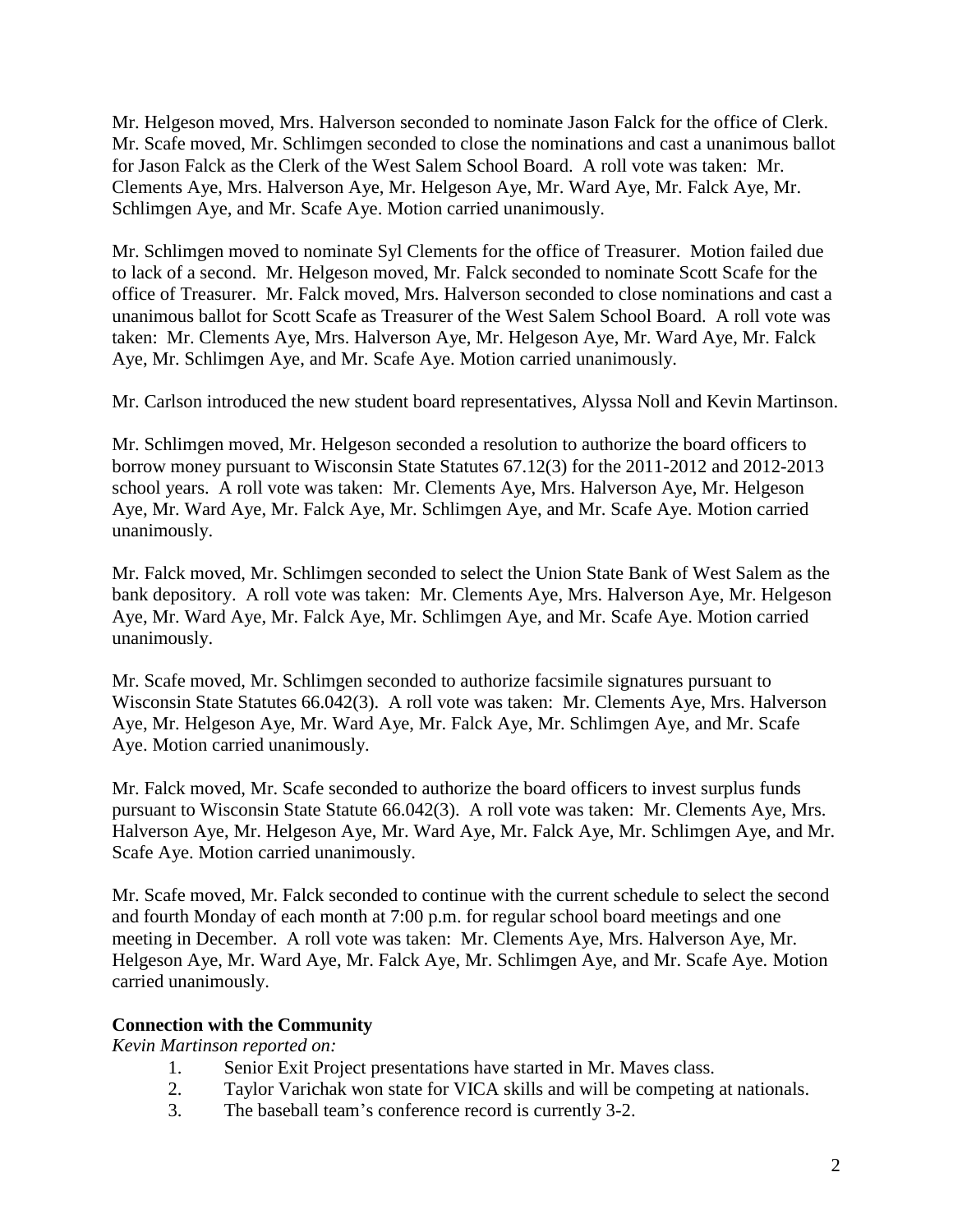Mr. Helgeson moved, Mrs. Halverson seconded to nominate Jason Falck for the office of Clerk. Mr. Scafe moved, Mr. Schlimgen seconded to close the nominations and cast a unanimous ballot for Jason Falck as the Clerk of the West Salem School Board. A roll vote was taken: Mr. Clements Aye, Mrs. Halverson Aye, Mr. Helgeson Aye, Mr. Ward Aye, Mr. Falck Aye, Mr. Schlimgen Aye, and Mr. Scafe Aye. Motion carried unanimously.

Mr. Schlimgen moved to nominate Syl Clements for the office of Treasurer. Motion failed due to lack of a second. Mr. Helgeson moved, Mr. Falck seconded to nominate Scott Scafe for the office of Treasurer. Mr. Falck moved, Mrs. Halverson seconded to close nominations and cast a unanimous ballot for Scott Scafe as Treasurer of the West Salem School Board. A roll vote was taken: Mr. Clements Aye, Mrs. Halverson Aye, Mr. Helgeson Aye, Mr. Ward Aye, Mr. Falck Aye, Mr. Schlimgen Aye, and Mr. Scafe Aye. Motion carried unanimously.

Mr. Carlson introduced the new student board representatives, Alyssa Noll and Kevin Martinson.

Mr. Schlimgen moved, Mr. Helgeson seconded a resolution to authorize the board officers to borrow money pursuant to Wisconsin State Statutes 67.12(3) for the 2011-2012 and 2012-2013 school years. A roll vote was taken: Mr. Clements Aye, Mrs. Halverson Aye, Mr. Helgeson Aye, Mr. Ward Aye, Mr. Falck Aye, Mr. Schlimgen Aye, and Mr. Scafe Aye. Motion carried unanimously.

Mr. Falck moved, Mr. Schlimgen seconded to select the Union State Bank of West Salem as the bank depository. A roll vote was taken: Mr. Clements Aye, Mrs. Halverson Aye, Mr. Helgeson Aye, Mr. Ward Aye, Mr. Falck Aye, Mr. Schlimgen Aye, and Mr. Scafe Aye. Motion carried unanimously.

Mr. Scafe moved, Mr. Schlimgen seconded to authorize facsimile signatures pursuant to Wisconsin State Statutes 66.042(3). A roll vote was taken: Mr. Clements Aye, Mrs. Halverson Aye, Mr. Helgeson Aye, Mr. Ward Aye, Mr. Falck Aye, Mr. Schlimgen Aye, and Mr. Scafe Aye. Motion carried unanimously.

Mr. Falck moved, Mr. Scafe seconded to authorize the board officers to invest surplus funds pursuant to Wisconsin State Statute 66.042(3). A roll vote was taken: Mr. Clements Aye, Mrs. Halverson Aye, Mr. Helgeson Aye, Mr. Ward Aye, Mr. Falck Aye, Mr. Schlimgen Aye, and Mr. Scafe Aye. Motion carried unanimously.

Mr. Scafe moved, Mr. Falck seconded to continue with the current schedule to select the second and fourth Monday of each month at 7:00 p.m. for regular school board meetings and one meeting in December. A roll vote was taken: Mr. Clements Aye, Mrs. Halverson Aye, Mr. Helgeson Aye, Mr. Ward Aye, Mr. Falck Aye, Mr. Schlimgen Aye, and Mr. Scafe Aye. Motion carried unanimously.

**Connection with the Community**

*Kevin Martinson reported on:*

1. Senior Exit Project presentations have started in Mr. Maves class.
2. Taylor Varichak won state for VICA skills and will be competing at nationals.
3. The baseball team's conference record is currently 3-2.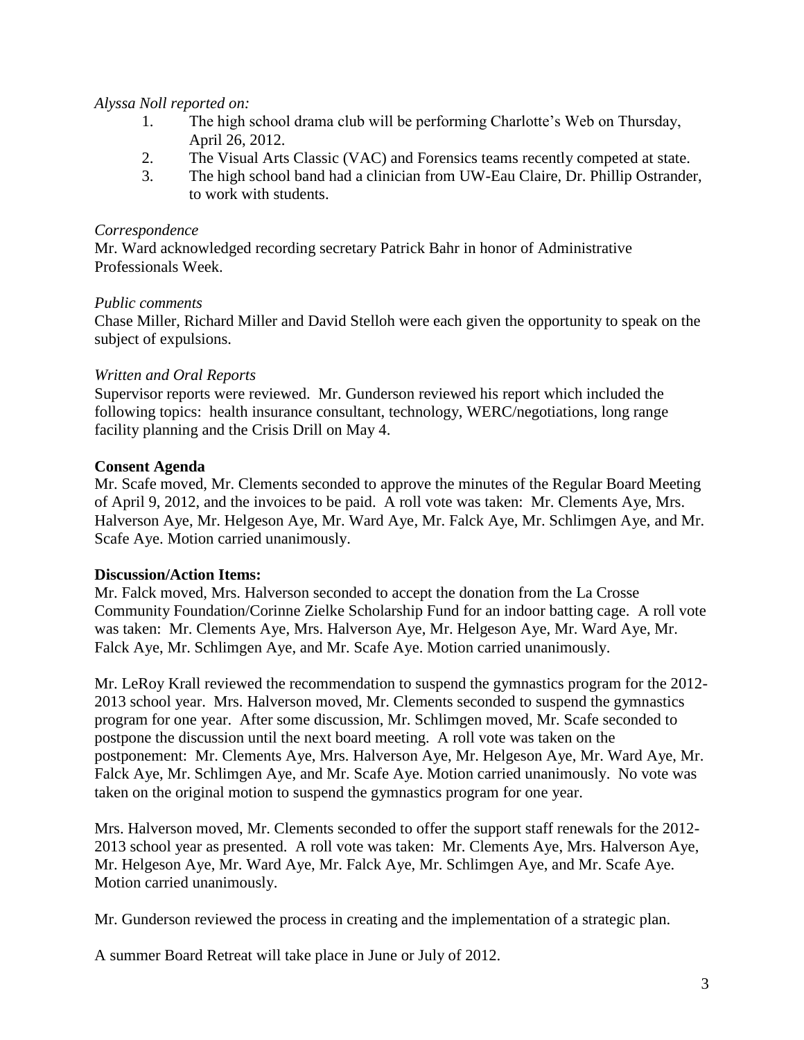*Alyssa Noll reported on:*

1. The high school drama club will be performing Charlotte's Web on Thursday, April 26, 2012.
2. The Visual Arts Classic (VAC) and Forensics teams recently competed at state.
3. The high school band had a clinician from UW-Eau Claire, Dr. Phillip Ostrander, to work with students.

*Correspondence*

Mr. Ward acknowledged recording secretary Patrick Bahr in honor of Administrative Professionals Week.

*Public comments*

Chase Miller, Richard Miller and David Stelloh were each given the opportunity to speak on the subject of expulsions.

*Written and Oral Reports*

Supervisor reports were reviewed. Mr. Gunderson reviewed his report which included the following topics: health insurance consultant, technology, WERC/negotiations, long range facility planning and the Crisis Drill on May 4.

**Consent Agenda**

Mr. Scafe moved, Mr. Clements seconded to approve the minutes of the Regular Board Meeting of April 9, 2012, and the invoices to be paid. A roll vote was taken: Mr. Clements Aye, Mrs. Halverson Aye, Mr. Helgeson Aye, Mr. Ward Aye, Mr. Falck Aye, Mr. Schlimgen Aye, and Mr. Scafe Aye. Motion carried unanimously.

**Discussion/Action Items:**

Mr. Falck moved, Mrs. Halverson seconded to accept the donation from the La Crosse Community Foundation/Corinne Zielke Scholarship Fund for an indoor batting cage. A roll vote was taken: Mr. Clements Aye, Mrs. Halverson Aye, Mr. Helgeson Aye, Mr. Ward Aye, Mr. Falck Aye, Mr. Schlimgen Aye, and Mr. Scafe Aye. Motion carried unanimously.

Mr. LeRoy Krall reviewed the recommendation to suspend the gymnastics program for the 2012-2013 school year. Mrs. Halverson moved, Mr. Clements seconded to suspend the gymnastics program for one year. After some discussion, Mr. Schlimgen moved, Mr. Scafe seconded to postpone the discussion until the next board meeting. A roll vote was taken on the postponement: Mr. Clements Aye, Mrs. Halverson Aye, Mr. Helgeson Aye, Mr. Ward Aye, Mr. Falck Aye, Mr. Schlimgen Aye, and Mr. Scafe Aye. Motion carried unanimously. No vote was taken on the original motion to suspend the gymnastics program for one year.

Mrs. Halverson moved, Mr. Clements seconded to offer the support staff renewals for the 2012-2013 school year as presented. A roll vote was taken: Mr. Clements Aye, Mrs. Halverson Aye, Mr. Helgeson Aye, Mr. Ward Aye, Mr. Falck Aye, Mr. Schlimgen Aye, and Mr. Scafe Aye. Motion carried unanimously.

Mr. Gunderson reviewed the process in creating and the implementation of a strategic plan.

A summer Board Retreat will take place in June or July of 2012.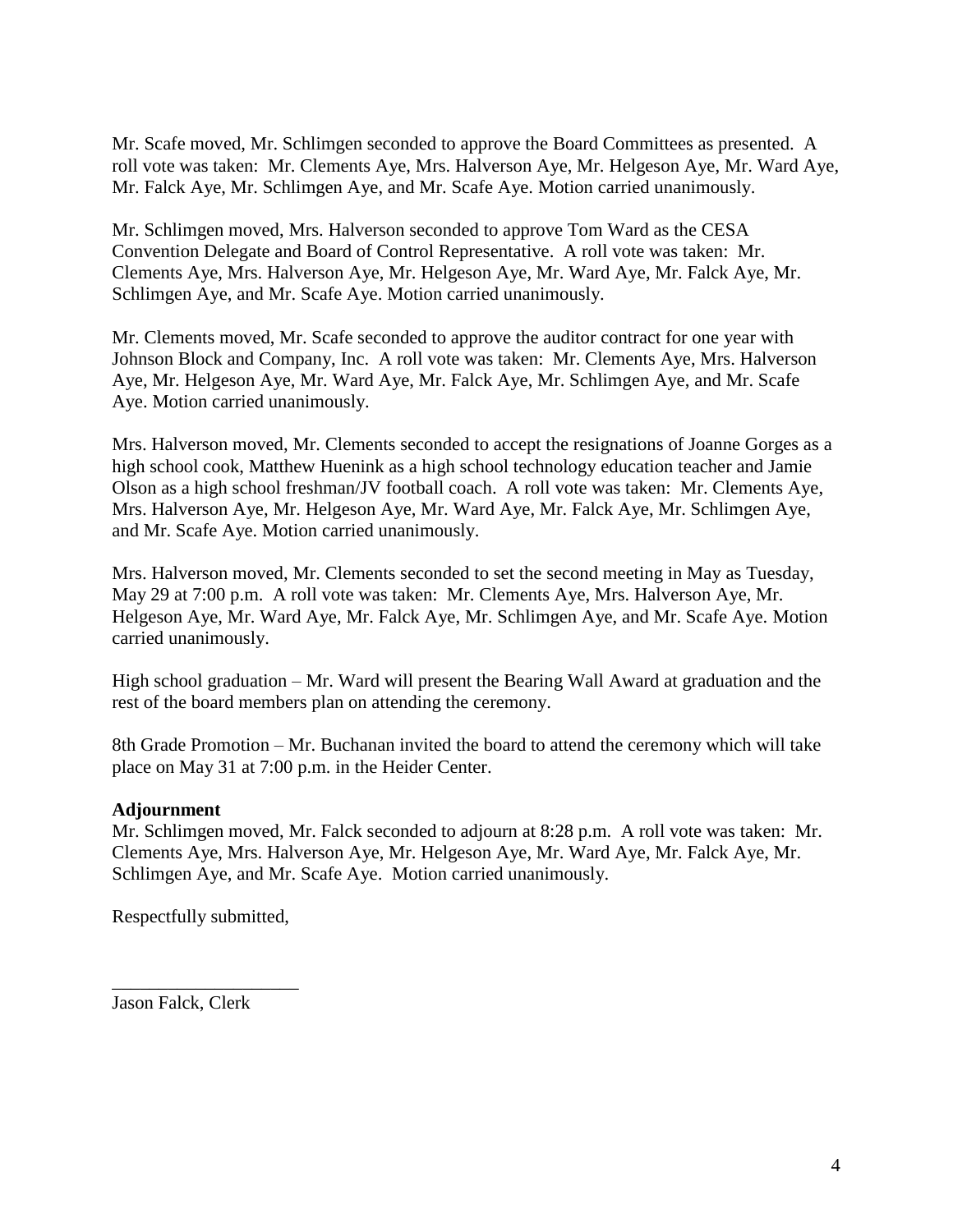Mr. Scafe moved, Mr. Schlimgen seconded to approve the Board Committees as presented. A roll vote was taken: Mr. Clements Aye, Mrs. Halverson Aye, Mr. Helgeson Aye, Mr. Ward Aye, Mr. Falck Aye, Mr. Schlimgen Aye, and Mr. Scafe Aye. Motion carried unanimously.

Mr. Schlimgen moved, Mrs. Halverson seconded to approve Tom Ward as the CESA Convention Delegate and Board of Control Representative. A roll vote was taken: Mr. Clements Aye, Mrs. Halverson Aye, Mr. Helgeson Aye, Mr. Ward Aye, Mr. Falck Aye, Mr. Schlimgen Aye, and Mr. Scafe Aye. Motion carried unanimously.

Mr. Clements moved, Mr. Scafe seconded to approve the auditor contract for one year with Johnson Block and Company, Inc. A roll vote was taken: Mr. Clements Aye, Mrs. Halverson Aye, Mr. Helgeson Aye, Mr. Ward Aye, Mr. Falck Aye, Mr. Schlimgen Aye, and Mr. Scafe Aye. Motion carried unanimously.

Mrs. Halverson moved, Mr. Clements seconded to accept the resignations of Joanne Gorges as a high school cook, Matthew Huenink as a high school technology education teacher and Jamie Olson as a high school freshman/JV football coach. A roll vote was taken: Mr. Clements Aye, Mrs. Halverson Aye, Mr. Helgeson Aye, Mr. Ward Aye, Mr. Falck Aye, Mr. Schlimgen Aye, and Mr. Scafe Aye. Motion carried unanimously.

Mrs. Halverson moved, Mr. Clements seconded to set the second meeting in May as Tuesday, May 29 at 7:00 p.m. A roll vote was taken: Mr. Clements Aye, Mrs. Halverson Aye, Mr. Helgeson Aye, Mr. Ward Aye, Mr. Falck Aye, Mr. Schlimgen Aye, and Mr. Scafe Aye. Motion carried unanimously.

High school graduation – Mr. Ward will present the Bearing Wall Award at graduation and the rest of the board members plan on attending the ceremony.

8th Grade Promotion – Mr. Buchanan invited the board to attend the ceremony which will take place on May 31 at 7:00 p.m. in the Heider Center.

**Adjournment**

Mr. Schlimgen moved, Mr. Falck seconded to adjourn at 8:28 p.m. A roll vote was taken: Mr. Clements Aye, Mrs. Halverson Aye, Mr. Helgeson Aye, Mr. Ward Aye, Mr. Falck Aye, Mr. Schlimgen Aye, and Mr. Scafe Aye. Motion carried unanimously.

Respectfully submitted,

____________________

Jason Falck, Clerk